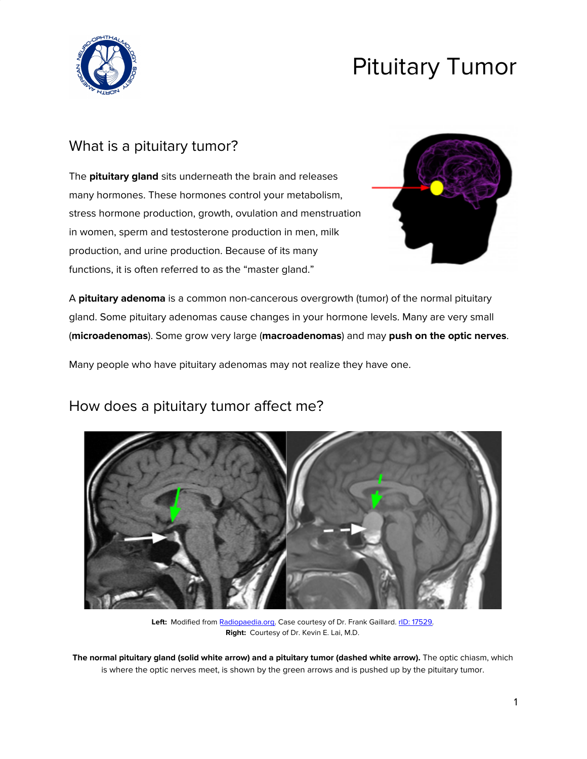# Pituitary Tumor

## What is a pituitary tumor?

The **pituitary gland** sits underneath the brain and releases many hormones. These hormones control your metabolism, stress hormone production, growth, ovulation and menstruation in women, sperm and testosterone production in men, milk production, and urine production. Because of its many functions, it is often referred to as the "master gland."

A **pituitary adenoma** is a common non-cancerous overgrowth (tumor) of the normal pituitary gland. Some pituitary adenomas cause changes in your hormone levels. Many are very small (**microadenomas**). Some grow very large (**macroadenomas**) and may **push on the optic nerves**.

Many people who have pituitary adenomas may not realize they have one.

## How does a pituitary tumor affect me?

**Left:** Modified from Radiopaedia.org. Case courtesy of Dr. Frank Gaillard. rID: 17529.
**Right:** Courtesy of Dr. Kevin E. Lai, M.D.

**The normal pituitary gland (solid white arrow) and a pituitary tumor (dashed white arrow).** The optic chiasm, which is where the optic nerves meet, is shown by the green arrows and is pushed up by the pituitary tumor.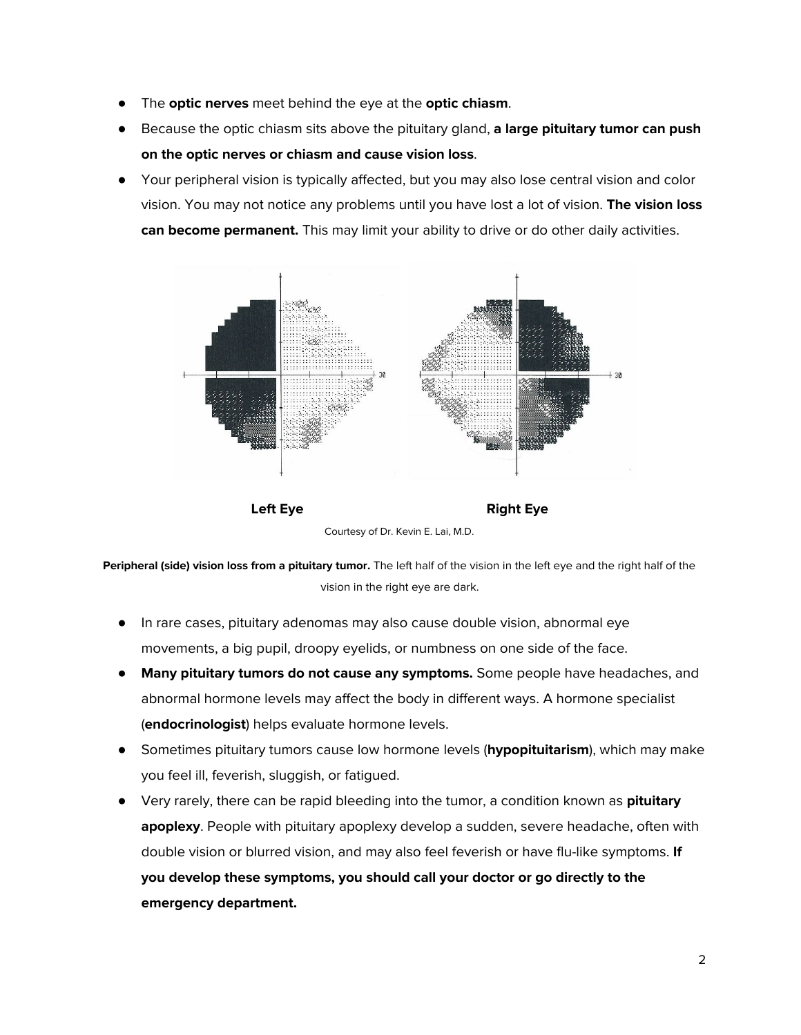- The **optic nerves** meet behind the eye at the **optic chiasm**.
- Because the optic chiasm sits above the pituitary gland, **a large pituitary tumor can push on the optic nerves or chiasm and cause vision loss**.
- Your peripheral vision is typically affected, but you may also lose central vision and color vision. You may not notice any problems until you have lost a lot of vision. **The vision loss can become permanent.** This may limit your ability to drive or do other daily activities.

**Left Eye** **Right Eye**

Courtesy of Dr. Kevin E. Lai, M.D.

**Peripheral (side) vision loss from a pituitary tumor.** The left half of the vision in the left eye and the right half of the vision in the right eye are dark.

- In rare cases, pituitary adenomas may also cause double vision, abnormal eye movements, a big pupil, droopy eyelids, or numbness on one side of the face.
- **Many pituitary tumors do not cause any symptoms.** Some people have headaches, and abnormal hormone levels may affect the body in different ways. A hormone specialist (**endocrinologist**) helps evaluate hormone levels.
- Sometimes pituitary tumors cause low hormone levels (**hypopituitarism**), which may make you feel ill, feverish, sluggish, or fatigued.
- Very rarely, there can be rapid bleeding into the tumor, a condition known as **pituitary apoplexy**. People with pituitary apoplexy develop a sudden, severe headache, often with double vision or blurred vision, and may also feel feverish or have flu-like symptoms. **If you develop these symptoms, you should call your doctor or go directly to the emergency department.**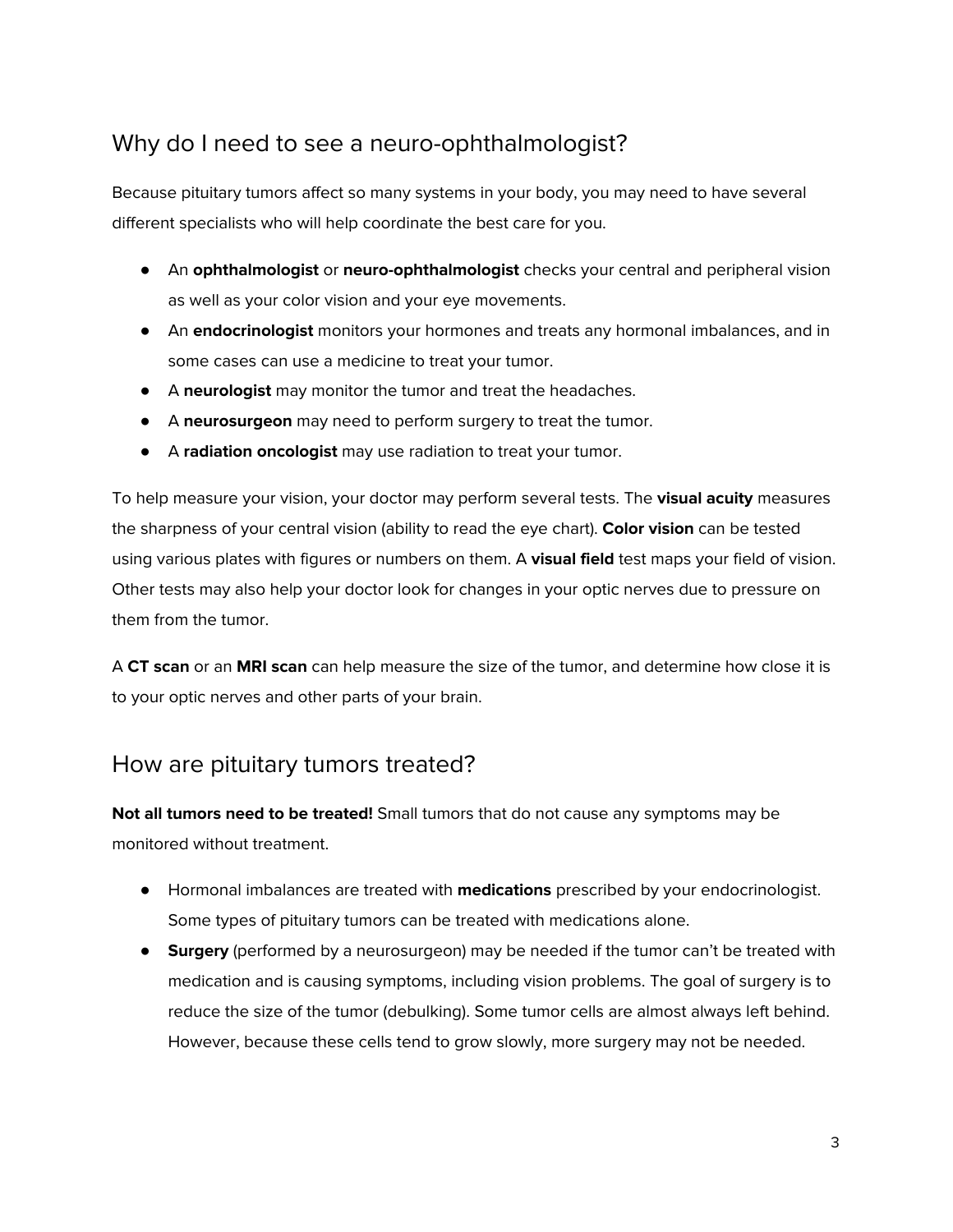## Why do I need to see a neuro-ophthalmologist?

Because pituitary tumors affect so many systems in your body, you may need to have several different specialists who will help coordinate the best care for you.

- An **ophthalmologist** or **neuro-ophthalmologist** checks your central and peripheral vision as well as your color vision and your eye movements.
- An **endocrinologist** monitors your hormones and treats any hormonal imbalances, and in some cases can use a medicine to treat your tumor.
- A **neurologist** may monitor the tumor and treat the headaches.
- A **neurosurgeon** may need to perform surgery to treat the tumor.
- A **radiation oncologist** may use radiation to treat your tumor.

To help measure your vision, your doctor may perform several tests. The **visual acuity** measures the sharpness of your central vision (ability to read the eye chart). **Color vision** can be tested using various plates with figures or numbers on them. A **visual field** test maps your field of vision. Other tests may also help your doctor look for changes in your optic nerves due to pressure on them from the tumor.

A **CT scan** or an **MRI scan** can help measure the size of the tumor, and determine how close it is to your optic nerves and other parts of your brain.

## How are pituitary tumors treated?

**Not all tumors need to be treated!** Small tumors that do not cause any symptoms may be monitored without treatment.

- Hormonal imbalances are treated with **medications** prescribed by your endocrinologist. Some types of pituitary tumors can be treated with medications alone.
- **Surgery** (performed by a neurosurgeon) may be needed if the tumor can't be treated with medication and is causing symptoms, including vision problems. The goal of surgery is to reduce the size of the tumor (debulking). Some tumor cells are almost always left behind. However, because these cells tend to grow slowly, more surgery may not be needed.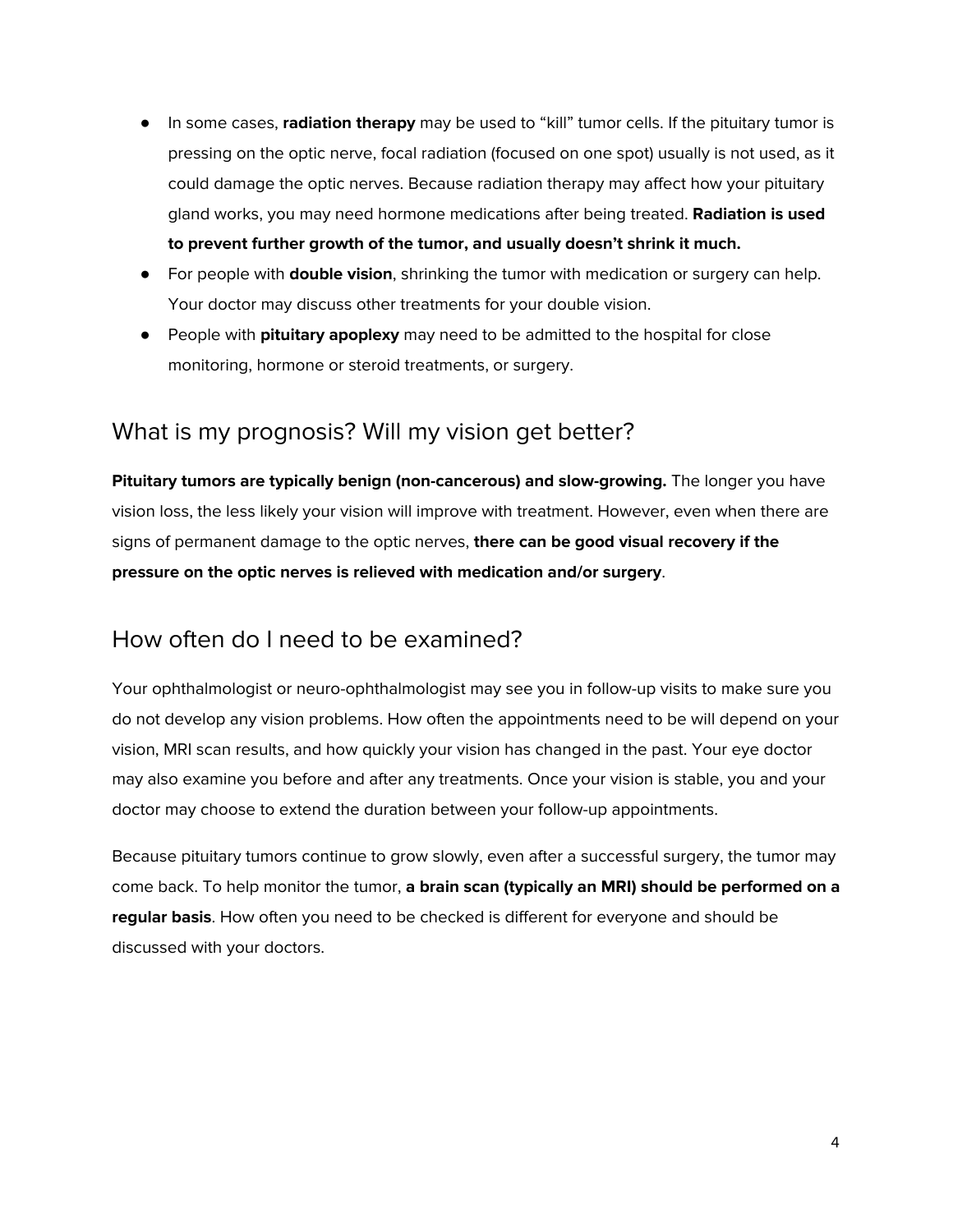- In some cases, **radiation therapy** may be used to "kill" tumor cells. If the pituitary tumor is pressing on the optic nerve, focal radiation (focused on one spot) usually is not used, as it could damage the optic nerves. Because radiation therapy may affect how your pituitary gland works, you may need hormone medications after being treated. **Radiation is used to prevent further growth of the tumor, and usually doesn't shrink it much.**
- For people with **double vision**, shrinking the tumor with medication or surgery can help. Your doctor may discuss other treatments for your double vision.
- People with **pituitary apoplexy** may need to be admitted to the hospital for close monitoring, hormone or steroid treatments, or surgery.

## What is my prognosis? Will my vision get better?

**Pituitary tumors are typically benign (non-cancerous) and slow-growing.** The longer you have vision loss, the less likely your vision will improve with treatment. However, even when there are signs of permanent damage to the optic nerves, **there can be good visual recovery if the pressure on the optic nerves is relieved with medication and/or surgery**.

## How often do I need to be examined?

Your ophthalmologist or neuro-ophthalmologist may see you in follow-up visits to make sure you do not develop any vision problems. How often the appointments need to be will depend on your vision, MRI scan results, and how quickly your vision has changed in the past. Your eye doctor may also examine you before and after any treatments. Once your vision is stable, you and your doctor may choose to extend the duration between your follow-up appointments.

Because pituitary tumors continue to grow slowly, even after a successful surgery, the tumor may come back. To help monitor the tumor, **a brain scan (typically an MRI) should be performed on a regular basis**. How often you need to be checked is different for everyone and should be discussed with your doctors.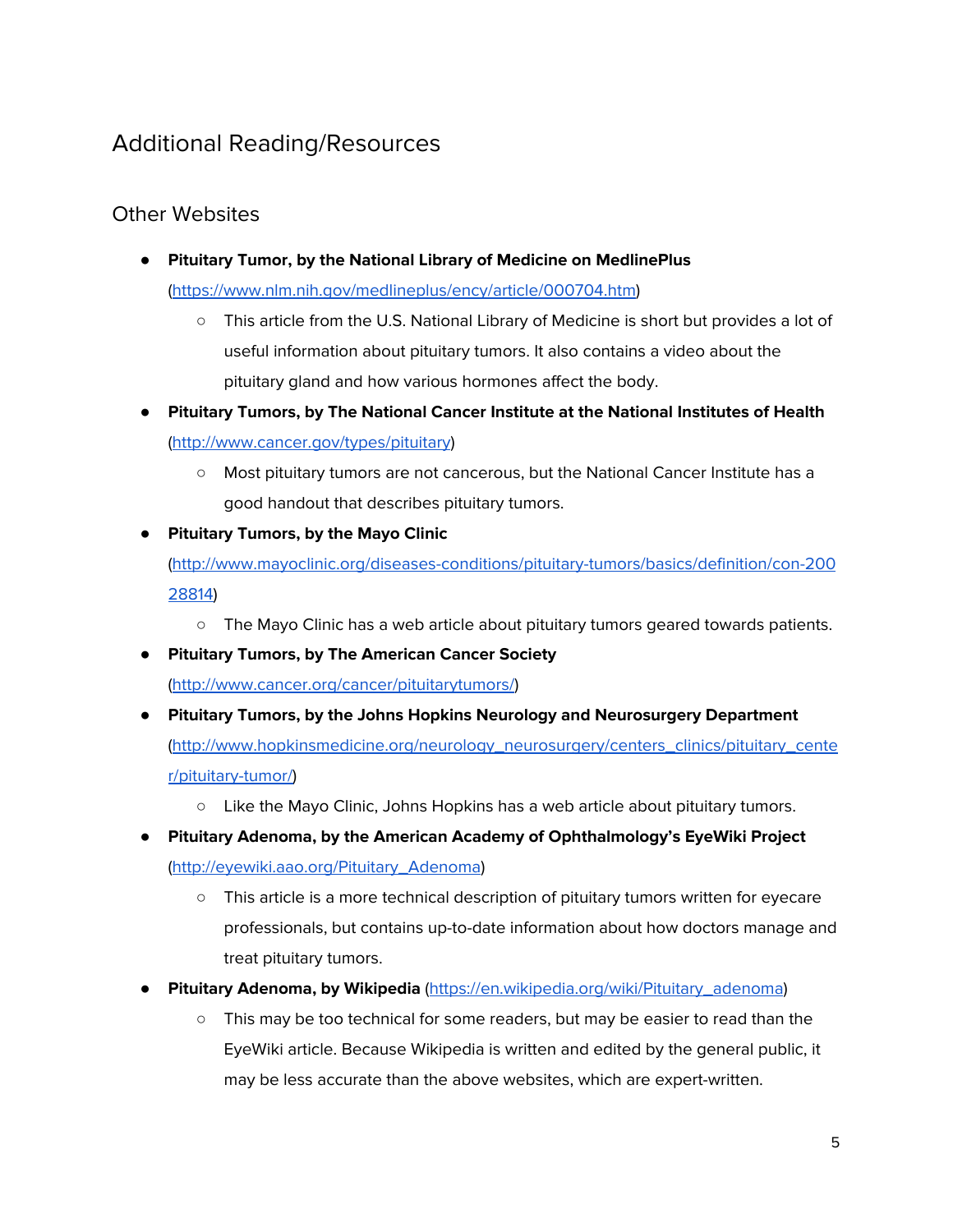# Additional Reading/Resources

## Other Websites

- **Pituitary Tumor, by the National Library of Medicine on MedlinePlus** (https://www.nlm.nih.gov/medlineplus/ency/article/000704.htm)
  - This article from the U.S. National Library of Medicine is short but provides a lot of useful information about pituitary tumors. It also contains a video about the pituitary gland and how various hormones affect the body.
- **Pituitary Tumors, by The National Cancer Institute at the National Institutes of Health** (http://www.cancer.gov/types/pituitary)
  - Most pituitary tumors are not cancerous, but the National Cancer Institute has a good handout that describes pituitary tumors.
- **Pituitary Tumors, by the Mayo Clinic** (http://www.mayoclinic.org/diseases-conditions/pituitary-tumors/basics/definition/con-20028814)
  - The Mayo Clinic has a web article about pituitary tumors geared towards patients.
- **Pituitary Tumors, by The American Cancer Society** (http://www.cancer.org/cancer/pituitarytumors/)
- **Pituitary Tumors, by the Johns Hopkins Neurology and Neurosurgery Department** (http://www.hopkinsmedicine.org/neurology_neurosurgery/centers_clinics/pituitary_center/pituitary-tumor/)
  - Like the Mayo Clinic, Johns Hopkins has a web article about pituitary tumors.
- **Pituitary Adenoma, by the American Academy of Ophthalmology's EyeWiki Project** (http://eyewiki.aao.org/Pituitary_Adenoma)
  - This article is a more technical description of pituitary tumors written for eyecare professionals, but contains up-to-date information about how doctors manage and treat pituitary tumors.
- **Pituitary Adenoma, by Wikipedia** (https://en.wikipedia.org/wiki/Pituitary_adenoma)
  - This may be too technical for some readers, but may be easier to read than the EyeWiki article. Because Wikipedia is written and edited by the general public, it may be less accurate than the above websites, which are expert-written.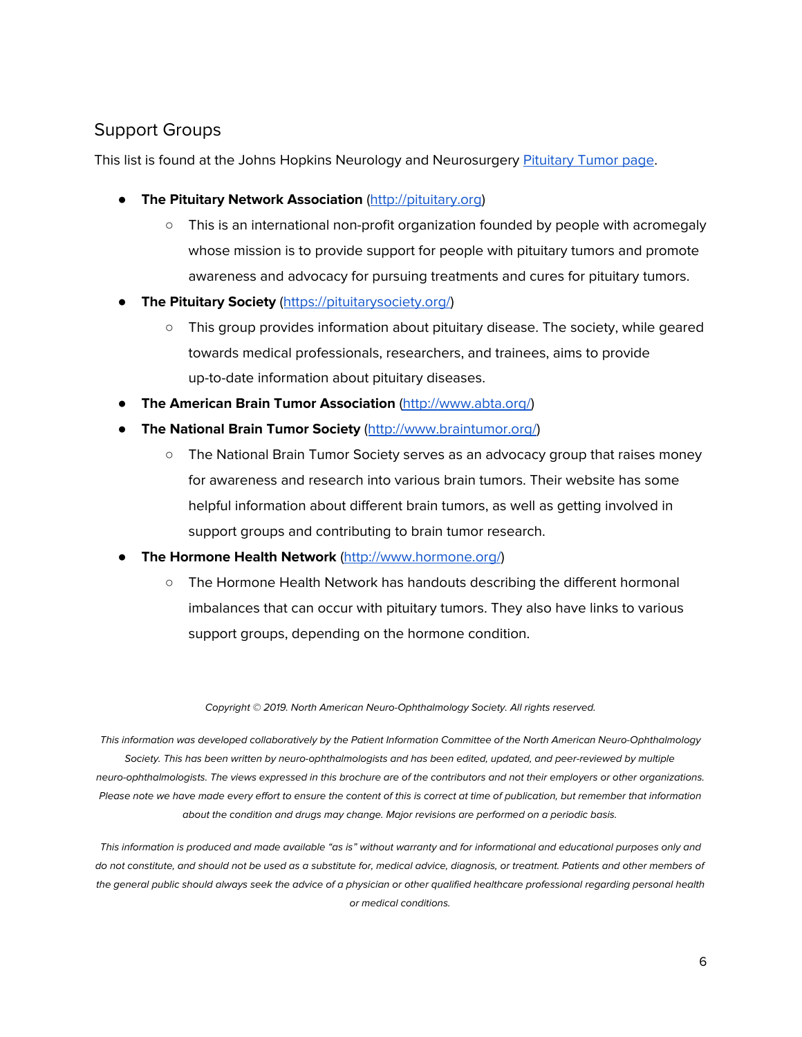## Support Groups

This list is found at the Johns Hopkins Neurology and Neurosurgery Pituitary Tumor page.

- **The Pituitary Network Association** (http://pituitary.org)
  - This is an international non-profit organization founded by people with acromegaly whose mission is to provide support for people with pituitary tumors and promote awareness and advocacy for pursuing treatments and cures for pituitary tumors.
- **The Pituitary Society** (https://pituitarysociety.org/)
  - This group provides information about pituitary disease. The society, while geared towards medical professionals, researchers, and trainees, aims to provide up-to-date information about pituitary diseases.
- **The American Brain Tumor Association** (http://www.abta.org/)
- **The National Brain Tumor Society** (http://www.braintumor.org/)
  - The National Brain Tumor Society serves as an advocacy group that raises money for awareness and research into various brain tumors. Their website has some helpful information about different brain tumors, as well as getting involved in support groups and contributing to brain tumor research.
- **The Hormone Health Network** (http://www.hormone.org/)
  - The Hormone Health Network has handouts describing the different hormonal imbalances that can occur with pituitary tumors. They also have links to various support groups, depending on the hormone condition.

*Copyright © 2019. North American Neuro-Ophthalmology Society. All rights reserved.*

*This information was developed collaboratively by the Patient Information Committee of the North American Neuro-Ophthalmology Society. This has been written by neuro-ophthalmologists and has been edited, updated, and peer-reviewed by multiple neuro-ophthalmologists. The views expressed in this brochure are of the contributors and not their employers or other organizations. Please note we have made every effort to ensure the content of this is correct at time of publication, but remember that information about the condition and drugs may change. Major revisions are performed on a periodic basis.*

*This information is produced and made available "as is" without warranty and for informational and educational purposes only and do not constitute, and should not be used as a substitute for, medical advice, diagnosis, or treatment. Patients and other members of the general public should always seek the advice of a physician or other qualified healthcare professional regarding personal health or medical conditions.*